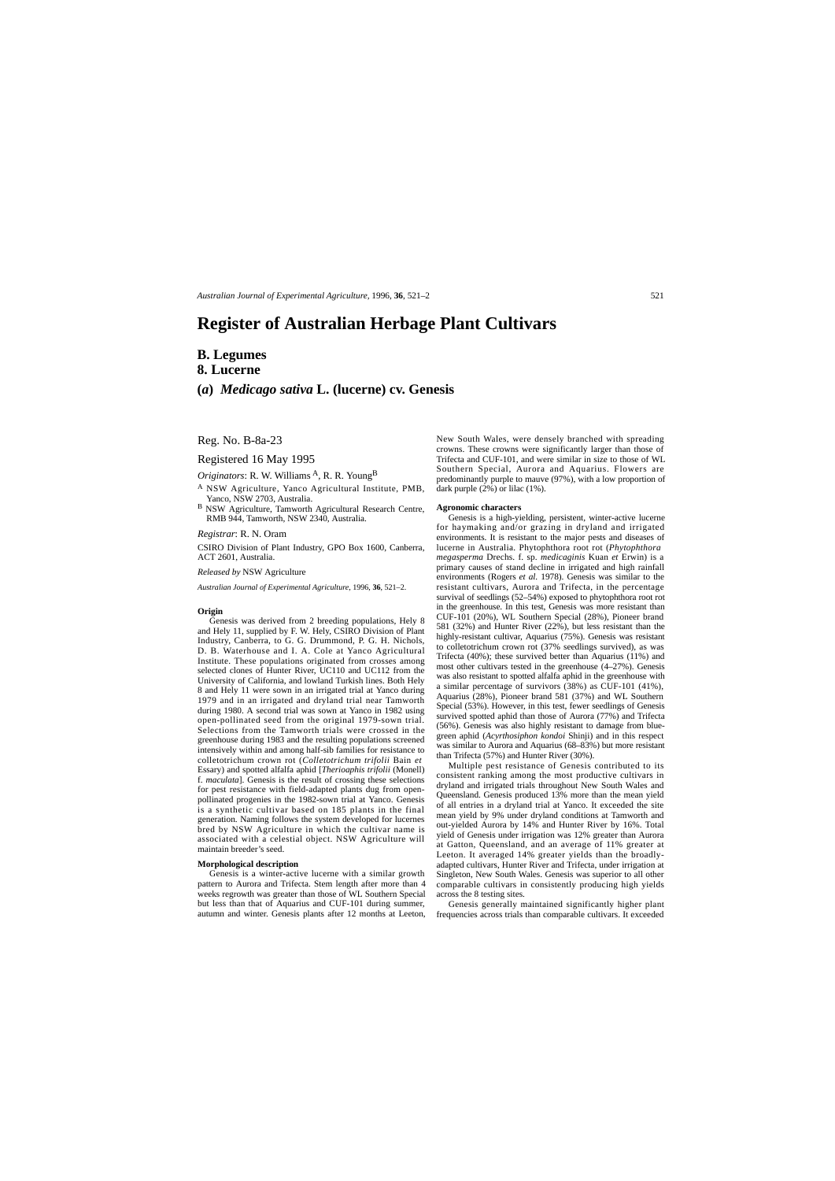# Register of Australian Herbage Plant Cultivars

## B. Legumes

## 8. Lucerne

### (*a*) *Medicago sativa* L. (lucerne) cv. Genesis

Reg. No. B-8a-23

Registered 16 May 1995

*Originators*: R. W. Williams [A], R. R. Young[B]

[A] NSW Agriculture, Yanco Agricultural Institute, PMB, Yanco, NSW 2703, Australia.

[B] NSW Agriculture, Tamworth Agricultural Research Centre, RMB 944, Tamworth, NSW 2340, Australia.

*Registrar*: R. N. Oram

CSIRO Division of Plant Industry, GPO Box 1600, Canberra, ACT 2601, Australia.

*Released by* NSW Agriculture

*Australian Journal of Experimental Agriculture*, 1996, **36**, 521–2.

#### Origin

Genesis was derived from 2 breeding populations, Hely 8 and Hely 11, supplied by F. W. Hely, CSIRO Division of Plant Industry, Canberra, to G. G. Drummond, P. G. H. Nichols, D. B. Waterhouse and I. A. Cole at Yanco Agricultural Institute. These populations originated from crosses among selected clones of Hunter River, UC110 and UC112 from the University of California, and lowland Turkish lines. Both Hely 8 and Hely 11 were sown in an irrigated trial at Yanco during 1979 and in an irrigated and dryland trial near Tamworth during 1980. A second trial was sown at Yanco in 1982 using open-pollinated seed from the original 1979-sown trial. Selections from the Tamworth trials were crossed in the greenhouse during 1983 and the resulting populations screened intensively within and among half-sib families for resistance to colletotrichum crown rot (*Colletotrichum trifolii* Bain *et* Essary) and spotted alfalfa aphid [*Therioaphis trifolii* (Monell) f. *maculata*]. Genesis is the result of crossing these selections for pest resistance with field-adapted plants dug from open-pollinated progenies in the 1982-sown trial at Yanco. Genesis is a synthetic cultivar based on 185 plants in the final generation. Naming follows the system developed for lucernes bred by NSW Agriculture in which the cultivar name is associated with a celestial object. NSW Agriculture will maintain breeder's seed.

#### Morphological description

Genesis is a winter-active lucerne with a similar growth pattern to Aurora and Trifecta. Stem length after more than 4 weeks regrowth was greater than those of WL Southern Special but less than that of Aquarius and CUF-101 during summer, autumn and winter. Genesis plants after 12 months at Leeton, New South Wales, were densely branched with spreading crowns. These crowns were significantly larger than those of Trifecta and CUF-101, and were similar in size to those of WL Southern Special, Aurora and Aquarius. Flowers are predominantly purple to mauve (97%), with a low proportion of dark purple (2%) or lilac (1%).

#### Agronomic characters

Genesis is a high-yielding, persistent, winter-active lucerne for haymaking and/or grazing in dryland and irrigated environments. It is resistant to the major pests and diseases of lucerne in Australia. Phytophthora root rot (*Phytophthora megasperma* Drechs. f. sp. *medicaginis* Kuan *et* Erwin) is a primary causes of stand decline in irrigated and high rainfall environments (Rogers *et al*. 1978). Genesis was similar to the resistant cultivars, Aurora and Trifecta, in the percentage survival of seedlings (52–54%) exposed to phytophthora root rot in the greenhouse. In this test, Genesis was more resistant than CUF-101 (20%), WL Southern Special (28%), Pioneer brand 581 (32%) and Hunter River (22%), but less resistant than the highly-resistant cultivar, Aquarius (75%). Genesis was resistant to colletotrichum crown rot (37% seedlings survived), as was Trifecta (40%); these survived better than Aquarius (11%) and most other cultivars tested in the greenhouse (4–27%). Genesis was also resistant to spotted alfalfa aphid in the greenhouse with a similar percentage of survivors (38%) as CUF-101 (41%), Aquarius (28%), Pioneer brand 581 (37%) and WL Southern Special (53%). However, in this test, fewer seedlings of Genesis survived spotted aphid than those of Aurora (77%) and Trifecta (56%). Genesis was also highly resistant to damage from blue-green aphid (*Acyrthosiphon kondoi* Shinji) and in this respect was similar to Aurora and Aquarius (68–83%) but more resistant than Trifecta (57%) and Hunter River (30%).

Multiple pest resistance of Genesis contributed to its consistent ranking among the most productive cultivars in dryland and irrigated trials throughout New South Wales and Queensland. Genesis produced 13% more than the mean yield of all entries in a dryland trial at Yanco. It exceeded the site mean yield by 9% under dryland conditions at Tamworth and out-yielded Aurora by 14% and Hunter River by 16%. Total yield of Genesis under irrigation was 12% greater than Aurora at Gatton, Queensland, and an average of 11% greater at Leeton. It averaged 14% greater yields than the broadly-adapted cultivars, Hunter River and Trifecta, under irrigation at Singleton, New South Wales. Genesis was superior to all other comparable cultivars in consistently producing high yields across the 8 testing sites.

Genesis generally maintained significantly higher plant frequencies across trials than comparable cultivars. It exceeded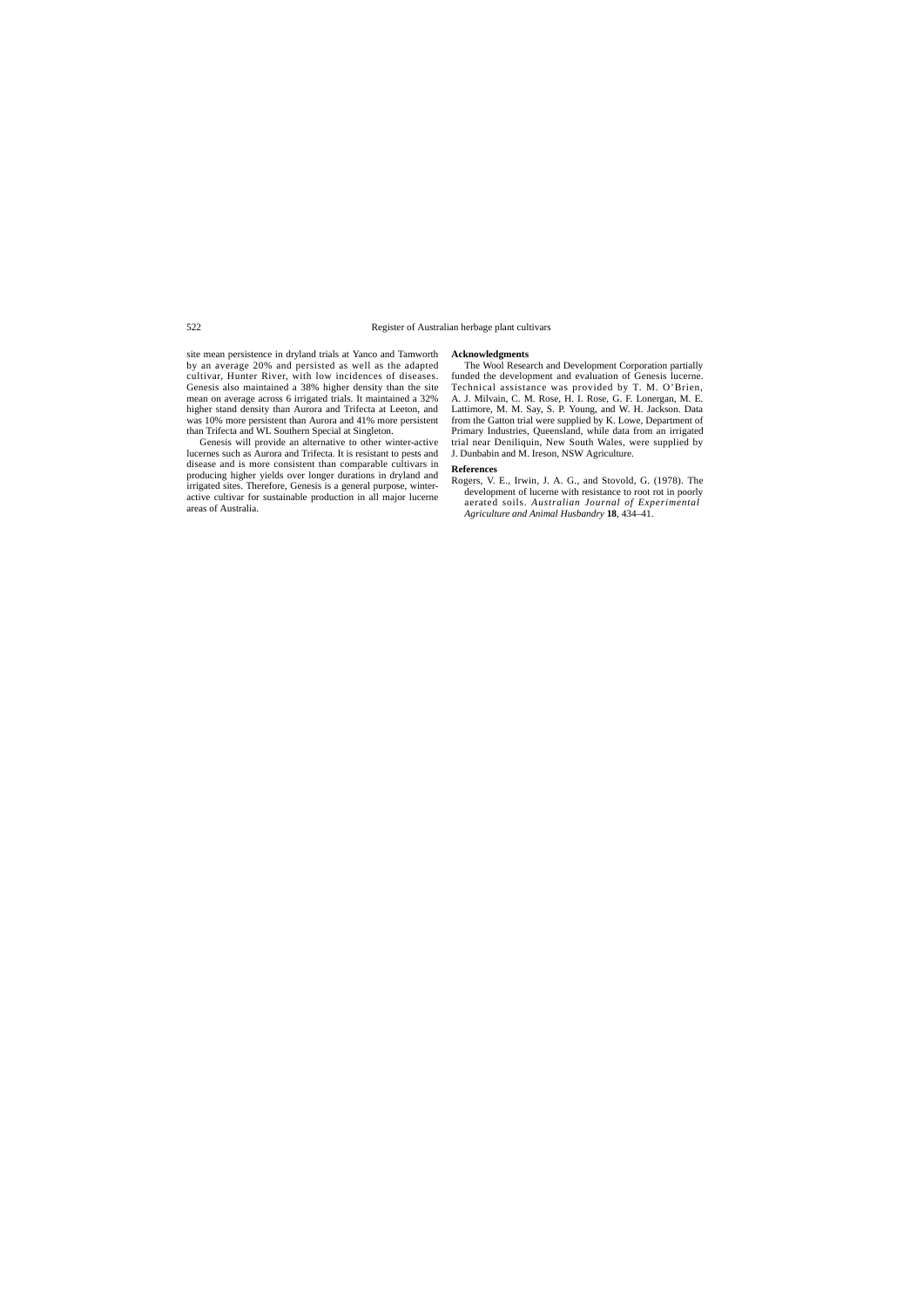site mean persistence in dryland trials at Yanco and Tamworth by an average 20% and persisted as well as the adapted cultivar, Hunter River, with low incidences of diseases. Genesis also maintained a 38% higher density than the site mean on average across 6 irrigated trials. It maintained a 32% higher stand density than Aurora and Trifecta at Leeton, and was 10% more persistent than Aurora and 41% more persistent than Trifecta and WL Southern Special at Singleton.

Genesis will provide an alternative to other winter-active lucernes such as Aurora and Trifecta. It is resistant to pests and disease and is more consistent than comparable cultivars in producing higher yields over longer durations in dryland and irrigated sites. Therefore, Genesis is a general purpose, winter-active cultivar for sustainable production in all major lucerne areas of Australia.

### Acknowledgments

The Wool Research and Development Corporation partially funded the development and evaluation of Genesis lucerne. Technical assistance was provided by T. M. O'Brien, A. J. Milvain, C. M. Rose, H. I. Rose, G. F. Lonergan, M. E. Lattimore, M. M. Say, S. P. Young, and W. H. Jackson. Data from the Gatton trial were supplied by K. Lowe, Department of Primary Industries, Queensland, while data from an irrigated trial near Deniliquin, New South Wales, were supplied by J. Dunbabin and M. Ireson, NSW Agriculture.

### References

Rogers, V. E., Irwin, J. A. G., and Stovold, G. (1978). The development of lucerne with resistance to root rot in poorly aerated soils. *Australian Journal of Experimental Agriculture and Animal Husbandry* **18**, 434–41.